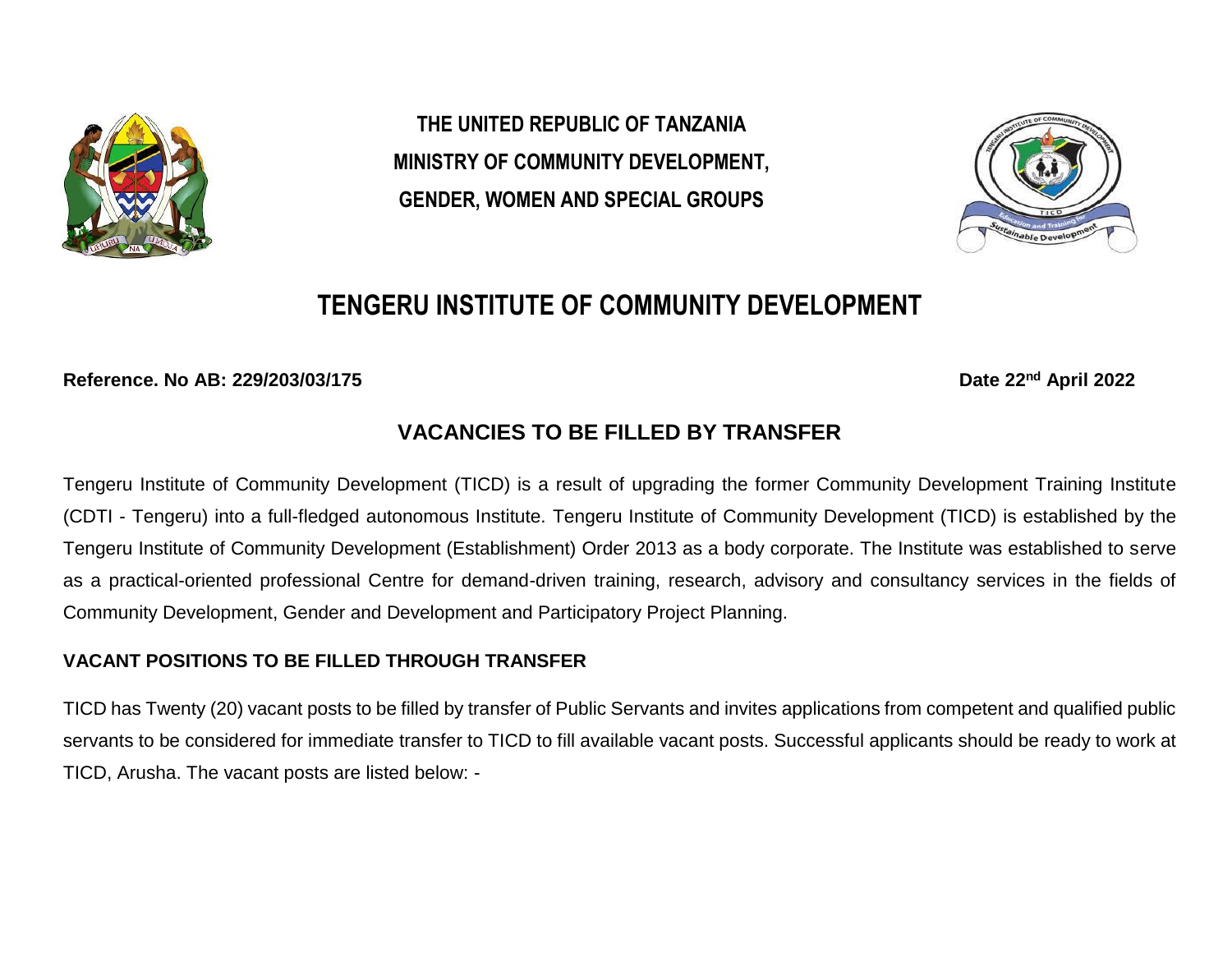**THE UNITED REPUBLIC OF TANZANIA**
**MINISTRY OF COMMUNITY DEVELOPMENT,**
**GENDER, WOMEN AND SPECIAL GROUPS**

# TENGERU INSTITUTE OF COMMUNITY DEVELOPMENT

**Reference. No AB: 229/203/03/175** **Date 22nd April 2022**

## VACANCIES TO BE FILLED BY TRANSFER

Tengeru Institute of Community Development (TICD) is a result of upgrading the former Community Development Training Institute (CDTI - Tengeru) into a full-fledged autonomous Institute. Tengeru Institute of Community Development (TICD) is established by the Tengeru Institute of Community Development (Establishment) Order 2013 as a body corporate. The Institute was established to serve as a practical-oriented professional Centre for demand-driven training, research, advisory and consultancy services in the fields of Community Development, Gender and Development and Participatory Project Planning.

### VACANT POSITIONS TO BE FILLED THROUGH TRANSFER

TICD has Twenty (20) vacant posts to be filled by transfer of Public Servants and invites applications from competent and qualified public servants to be considered for immediate transfer to TICD to fill available vacant posts. Successful applicants should be ready to work at TICD, Arusha. The vacant posts are listed below: -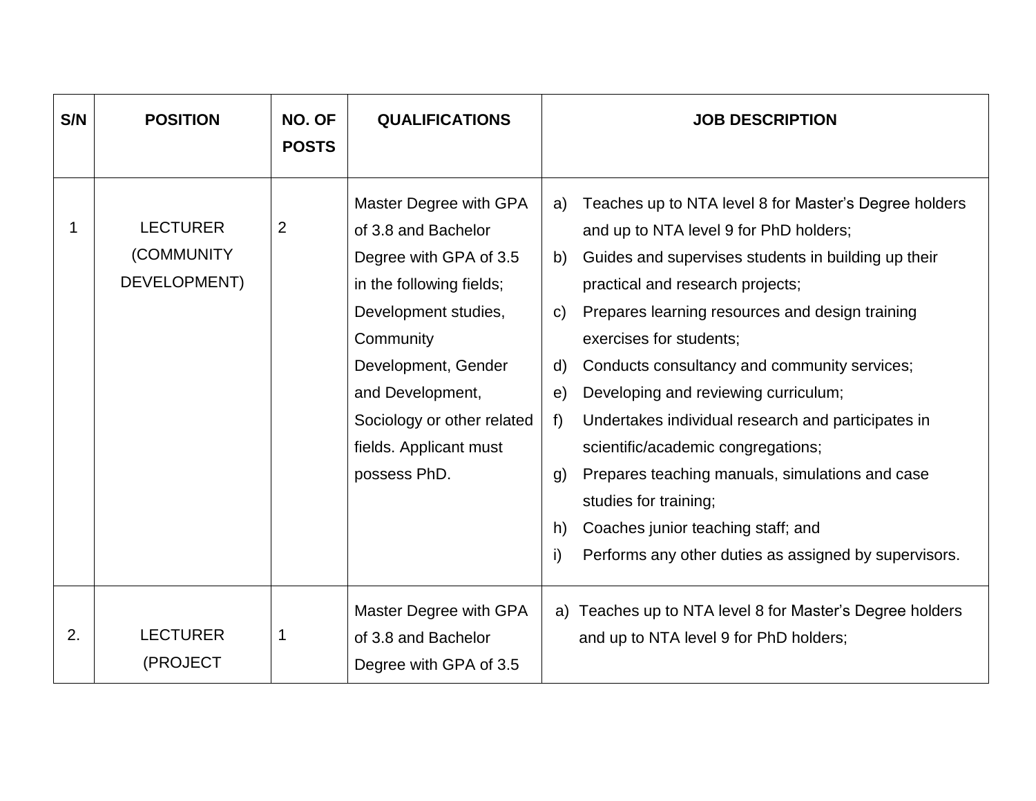| S/N | POSITION | NO. OF POSTS | QUALIFICATIONS | JOB DESCRIPTION |
|---|---|---|---|---|
| 1 | LECTURER (COMMUNITY DEVELOPMENT) | 2 | Master Degree with GPA of 3.8 and Bachelor Degree with GPA of 3.5 in the following fields; Development studies, Community Development, Gender and Development, Sociology or other related fields. Applicant must possess PhD. | a) Teaches up to NTA level 8 for Master's Degree holders and up to NTA level 9 for PhD holders;<br>b) Guides and supervises students in building up their practical and research projects;<br>c) Prepares learning resources and design training exercises for students;<br>d) Conducts consultancy and community services;<br>e) Developing and reviewing curriculum;<br>f) Undertakes individual research and participates in scientific/academic congregations;<br>g) Prepares teaching manuals, simulations and case studies for training;<br>h) Coaches junior teaching staff; and<br>i) Performs any other duties as assigned by supervisors. |
| 2. | LECTURER (PROJECT | 1 | Master Degree with GPA of 3.8 and Bachelor Degree with GPA of 3.5 | a) Teaches up to NTA level 8 for Master's Degree holders and up to NTA level 9 for PhD holders; |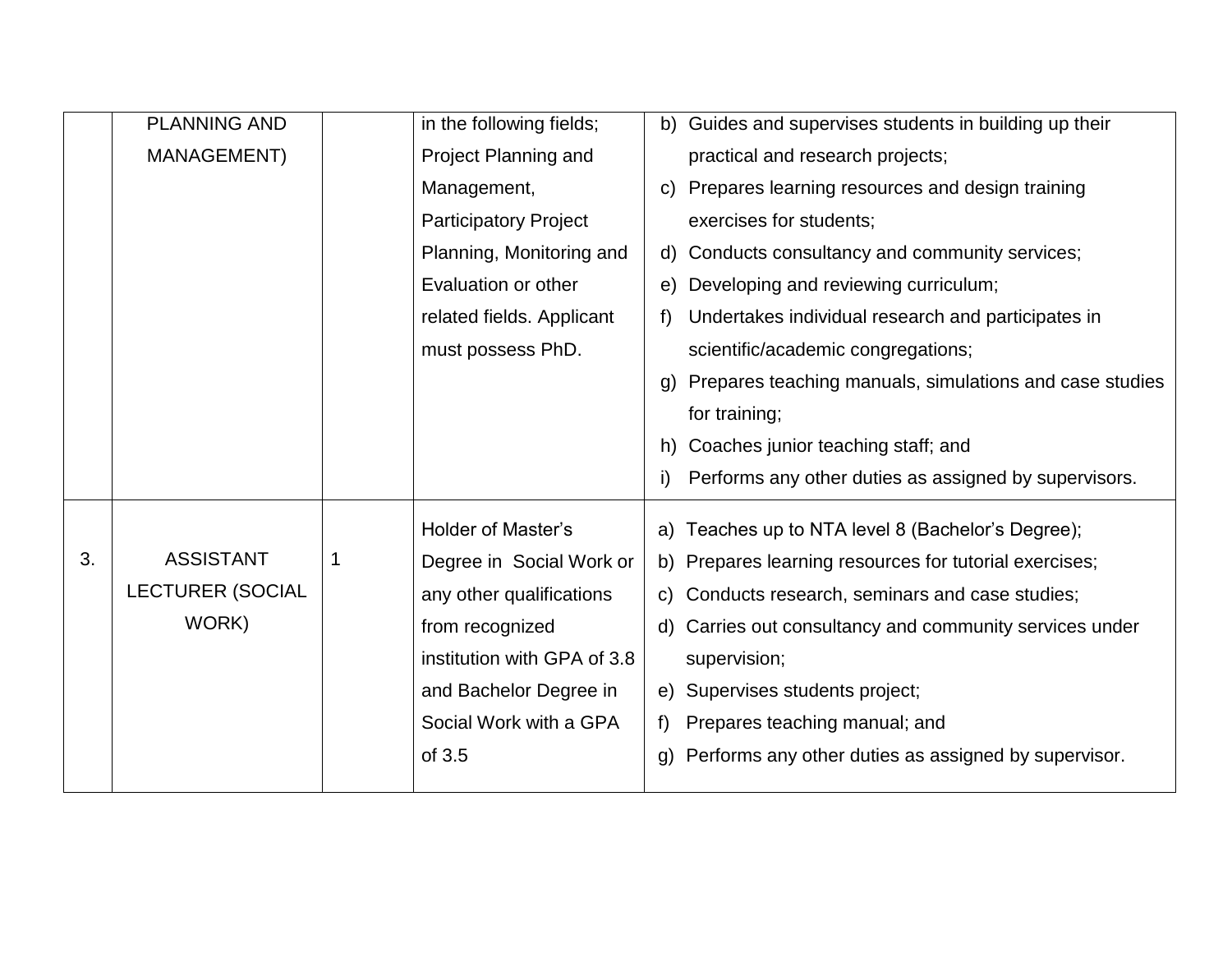| | | | | |
|---|---|---|---|---|
| | PLANNING AND MANAGEMENT) | | in the following fields; Project Planning and Management, Participatory Project Planning, Monitoring and Evaluation or other related fields. Applicant must possess PhD. | b) Guides and supervises students in building up their practical and research projects;<br>c) Prepares learning resources and design training exercises for students;<br>d) Conducts consultancy and community services;<br>e) Developing and reviewing curriculum;<br>f) Undertakes individual research and participates in scientific/academic congregations;<br>g) Prepares teaching manuals, simulations and case studies for training;<br>h) Coaches junior teaching staff; and<br>i) Performs any other duties as assigned by supervisors. |
| 3. | ASSISTANT LECTURER (SOCIAL WORK) | 1 | Holder of Master's Degree in Social Work or any other qualifications from recognized institution with GPA of 3.8 and Bachelor Degree in Social Work with a GPA of 3.5 | a) Teaches up to NTA level 8 (Bachelor's Degree);<br>b) Prepares learning resources for tutorial exercises;<br>c) Conducts research, seminars and case studies;<br>d) Carries out consultancy and community services under supervision;<br>e) Supervises students project;<br>f) Prepares teaching manual; and<br>g) Performs any other duties as assigned by supervisor. |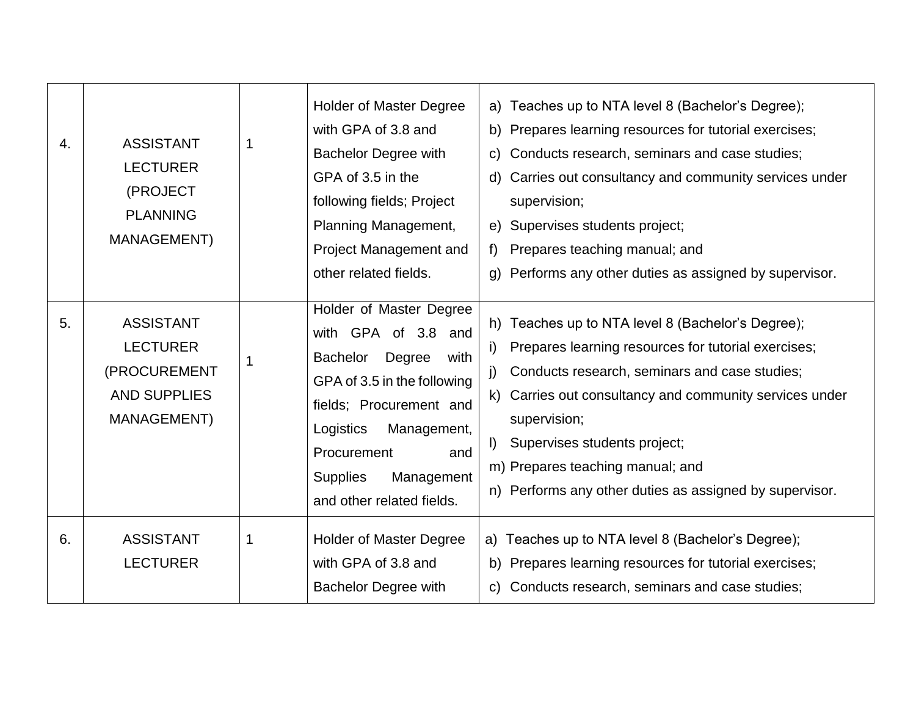| 4. | ASSISTANT LECTURER (PROJECT PLANNING MANAGEMENT) | 1 | Holder of Master Degree with GPA of 3.8 and Bachelor Degree with GPA of 3.5 in the following fields; Project Planning Management, Project Management and other related fields. | a) Teaches up to NTA level 8 (Bachelor's Degree);<br>b) Prepares learning resources for tutorial exercises;<br>c) Conducts research, seminars and case studies;<br>d) Carries out consultancy and community services under supervision;<br>e) Supervises students project;<br>f) Prepares teaching manual; and<br>g) Performs any other duties as assigned by supervisor. |
|---|---|---|---|---|
| 5. | ASSISTANT LECTURER (PROCUREMENT AND SUPPLIES MANAGEMENT) | 1 | Holder of Master Degree with GPA of 3.8 and Bachelor Degree with GPA of 3.5 in the following fields; Procurement and Logistics Management, Procurement and Supplies Management and other related fields. | h) Teaches up to NTA level 8 (Bachelor's Degree);<br>i) Prepares learning resources for tutorial exercises;<br>j) Conducts research, seminars and case studies;<br>k) Carries out consultancy and community services under supervision;<br>l) Supervises students project;<br>m) Prepares teaching manual; and<br>n) Performs any other duties as assigned by supervisor. |
| 6. | ASSISTANT LECTURER | 1 | Holder of Master Degree with GPA of 3.8 and Bachelor Degree with | a) Teaches up to NTA level 8 (Bachelor's Degree);<br>b) Prepares learning resources for tutorial exercises;<br>c) Conducts research, seminars and case studies; |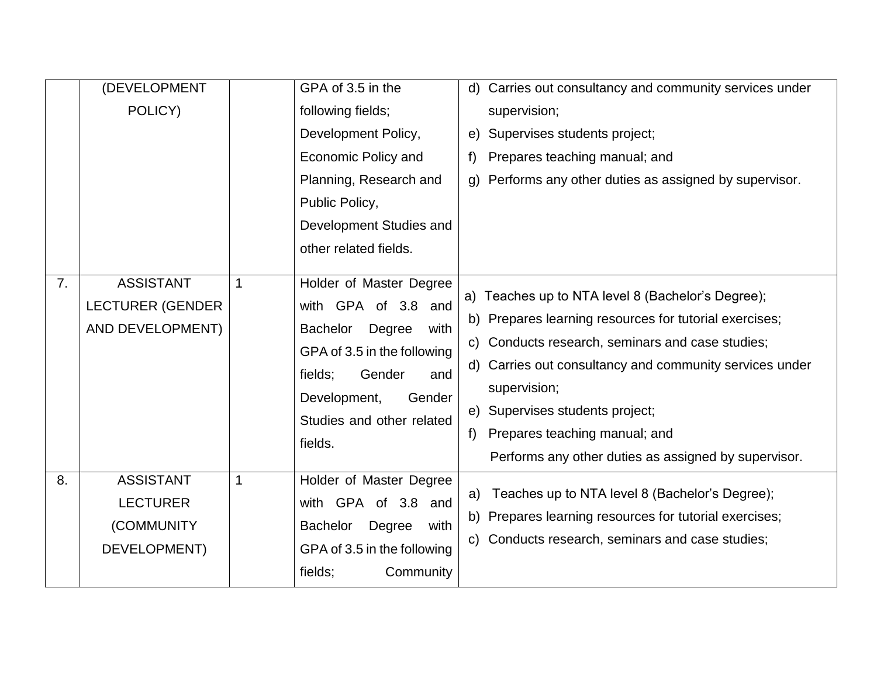| | | | | |
|---|---|---|---|---|
| | (DEVELOPMENT POLICY) | | GPA of 3.5 in the following fields; Development Policy, Economic Policy and Planning, Research and Public Policy, Development Studies and other related fields. | d) Carries out consultancy and community services under supervision;<br>e) Supervises students project;<br>f) Prepares teaching manual; and<br>g) Performs any other duties as assigned by supervisor. |
| 7. | ASSISTANT LECTURER (GENDER AND DEVELOPMENT) | 1 | Holder of Master Degree with GPA of 3.8 and Bachelor Degree with GPA of 3.5 in the following fields; Gender and Development, Gender Studies and other related fields. | a) Teaches up to NTA level 8 (Bachelor's Degree);<br>b) Prepares learning resources for tutorial exercises;<br>c) Conducts research, seminars and case studies;<br>d) Carries out consultancy and community services under supervision;<br>e) Supervises students project;<br>f) Prepares teaching manual; and<br>Performs any other duties as assigned by supervisor. |
| 8. | ASSISTANT LECTURER (COMMUNITY DEVELOPMENT) | 1 | Holder of Master Degree with GPA of 3.8 and Bachelor Degree with GPA of 3.5 in the following fields; Community | a) Teaches up to NTA level 8 (Bachelor's Degree);<br>b) Prepares learning resources for tutorial exercises;<br>c) Conducts research, seminars and case studies; |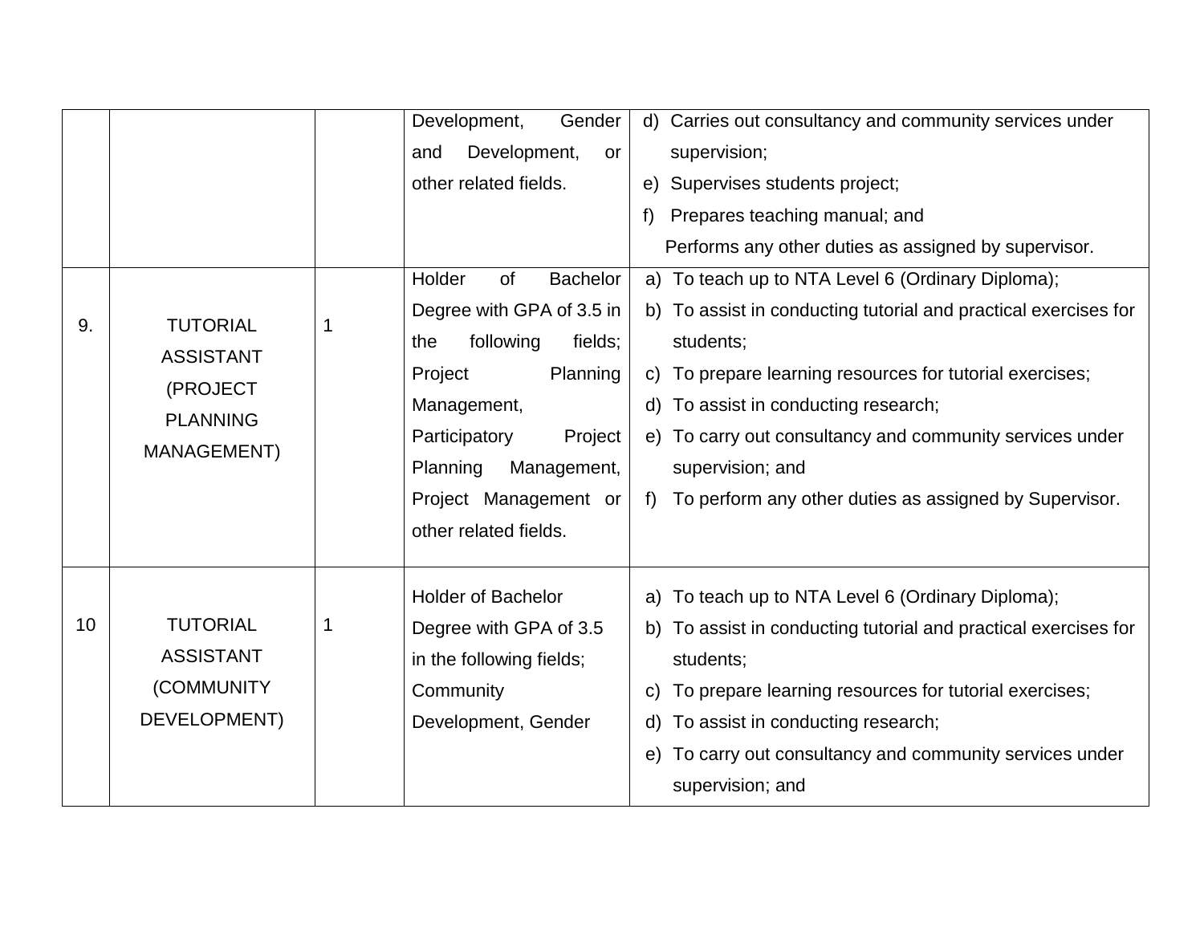| | | | | |
|---|---|---|---|---|
| | | | Development, Gender and Development, or other related fields. | d) Carries out consultancy and community services under supervision;<br>e) Supervises students project;<br>f) Prepares teaching manual; and<br>Performs any other duties as assigned by supervisor. |
| 9. | TUTORIAL ASSISTANT (PROJECT PLANNING MANAGEMENT) | 1 | Holder of Bachelor Degree with GPA of 3.5 in the following fields; Project Planning Management, Participatory Project Planning Management, Project Management or other related fields. | a) To teach up to NTA Level 6 (Ordinary Diploma);<br>b) To assist in conducting tutorial and practical exercises for students;<br>c) To prepare learning resources for tutorial exercises;<br>d) To assist in conducting research;<br>e) To carry out consultancy and community services under supervision; and<br>f) To perform any other duties as assigned by Supervisor. |
| 10 | TUTORIAL ASSISTANT (COMMUNITY DEVELOPMENT) | 1 | Holder of Bachelor Degree with GPA of 3.5 in the following fields; Community Development, Gender | a) To teach up to NTA Level 6 (Ordinary Diploma);<br>b) To assist in conducting tutorial and practical exercises for students;<br>c) To prepare learning resources for tutorial exercises;<br>d) To assist in conducting research;<br>e) To carry out consultancy and community services under supervision; and |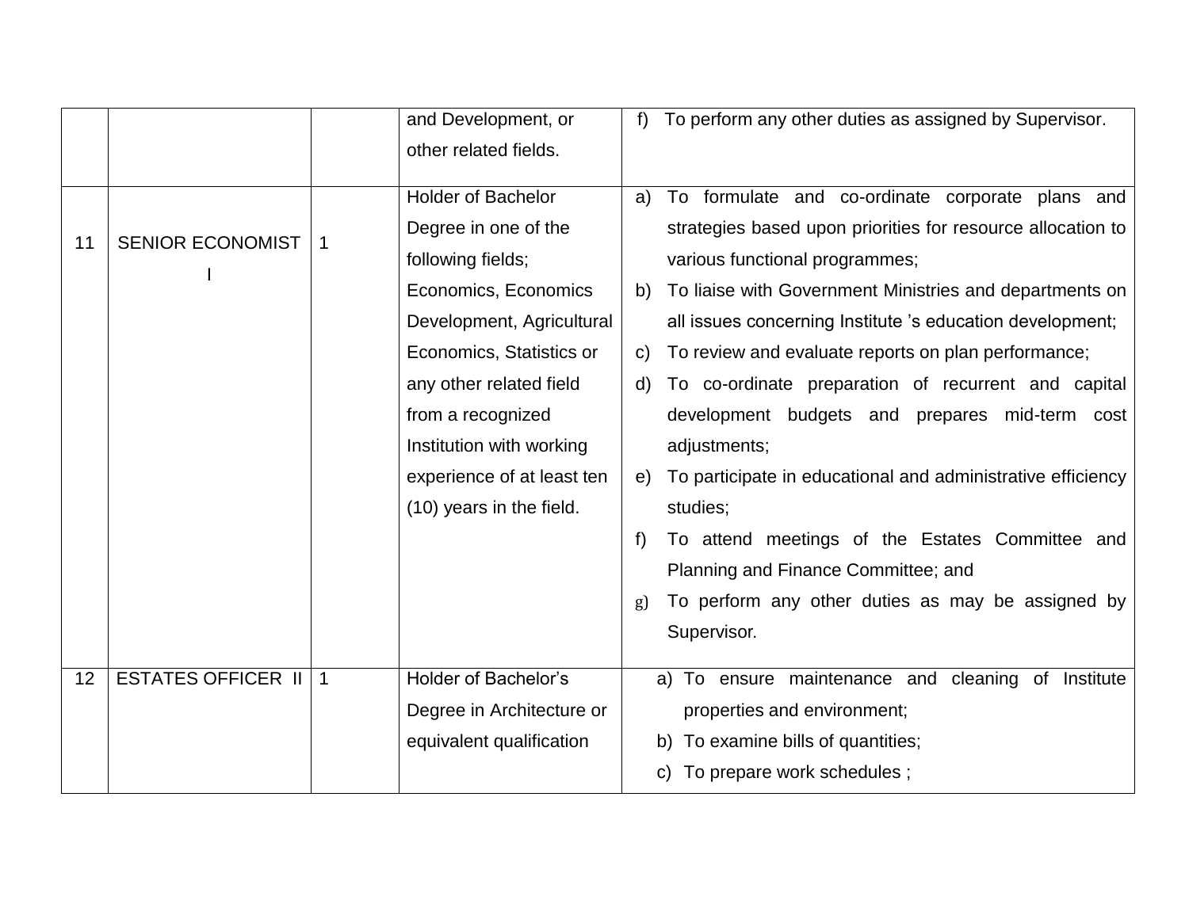| | | | | |
|---|---|---|---|---|
| | | | and Development, or other related fields. | f) To perform any other duties as assigned by Supervisor. |
| 11 | SENIOR ECONOMIST I | 1 | Holder of Bachelor Degree in one of the following fields; Economics, Economics Development, Agricultural Economics, Statistics or any other related field from a recognized Institution with working experience of at least ten (10) years in the field. | a) To formulate and co-ordinate corporate plans and strategies based upon priorities for resource allocation to various functional programmes;<br>b) To liaise with Government Ministries and departments on all issues concerning Institute 's education development;<br>c) To review and evaluate reports on plan performance;<br>d) To co-ordinate preparation of recurrent and capital development budgets and prepares mid-term cost adjustments;<br>e) To participate in educational and administrative efficiency studies;<br>f) To attend meetings of the Estates Committee and Planning and Finance Committee; and<br>g) To perform any other duties as may be assigned by Supervisor. |
| 12 | ESTATES OFFICER II | 1 | Holder of Bachelor's Degree in Architecture or equivalent qualification | a) To ensure maintenance and cleaning of Institute properties and environment;<br>b) To examine bills of quantities;<br>c) To prepare work schedules ; |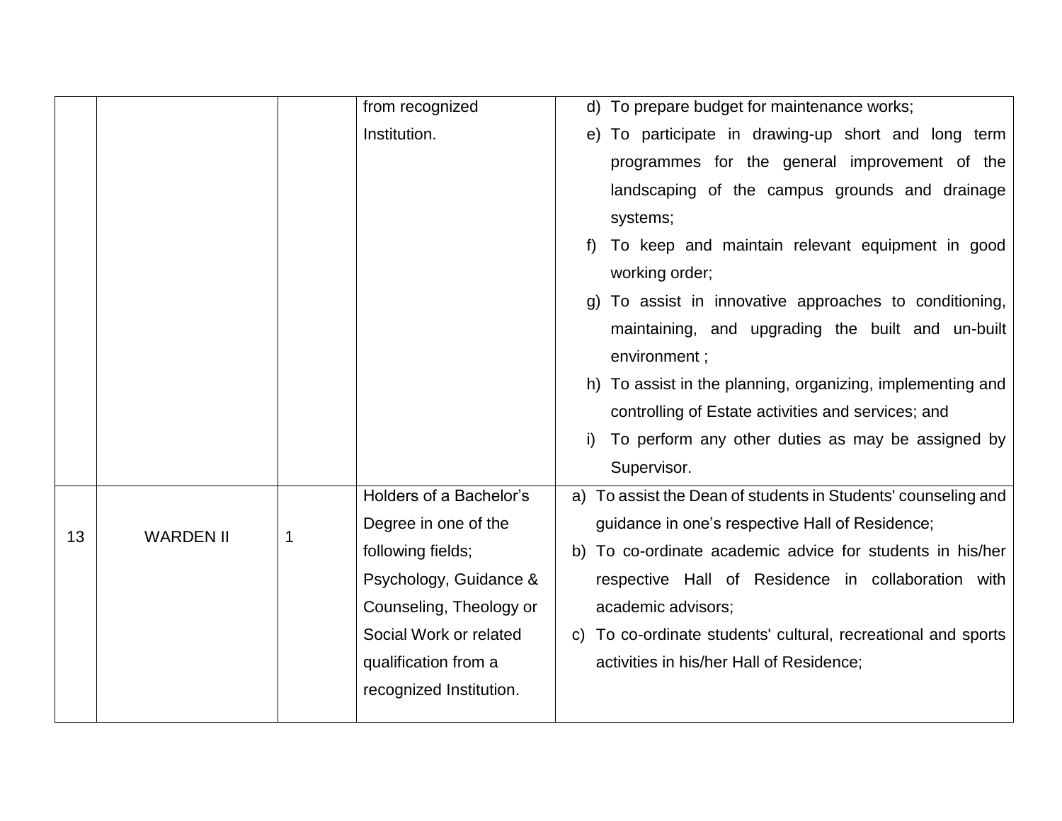| | | | | |
|---|---|---|---|---|
| | | | from recognized Institution. | d) To prepare budget for maintenance works;<br>e) To participate in drawing-up short and long term programmes for the general improvement of the landscaping of the campus grounds and drainage systems;<br>f) To keep and maintain relevant equipment in good working order;<br>g) To assist in innovative approaches to conditioning, maintaining, and upgrading the built and un-built environment ;<br>h) To assist in the planning, organizing, implementing and controlling of Estate activities and services; and<br>i) To perform any other duties as may be assigned by Supervisor. |
| 13 | WARDEN II | 1 | Holders of a Bachelor's Degree in one of the following fields; Psychology, Guidance & Counseling, Theology or Social Work or related qualification from a recognized Institution. | a) To assist the Dean of students in Students' counseling and guidance in one's respective Hall of Residence;<br>b) To co-ordinate academic advice for students in his/her respective Hall of Residence in collaboration with academic advisors;<br>c) To co-ordinate students' cultural, recreational and sports activities in his/her Hall of Residence; |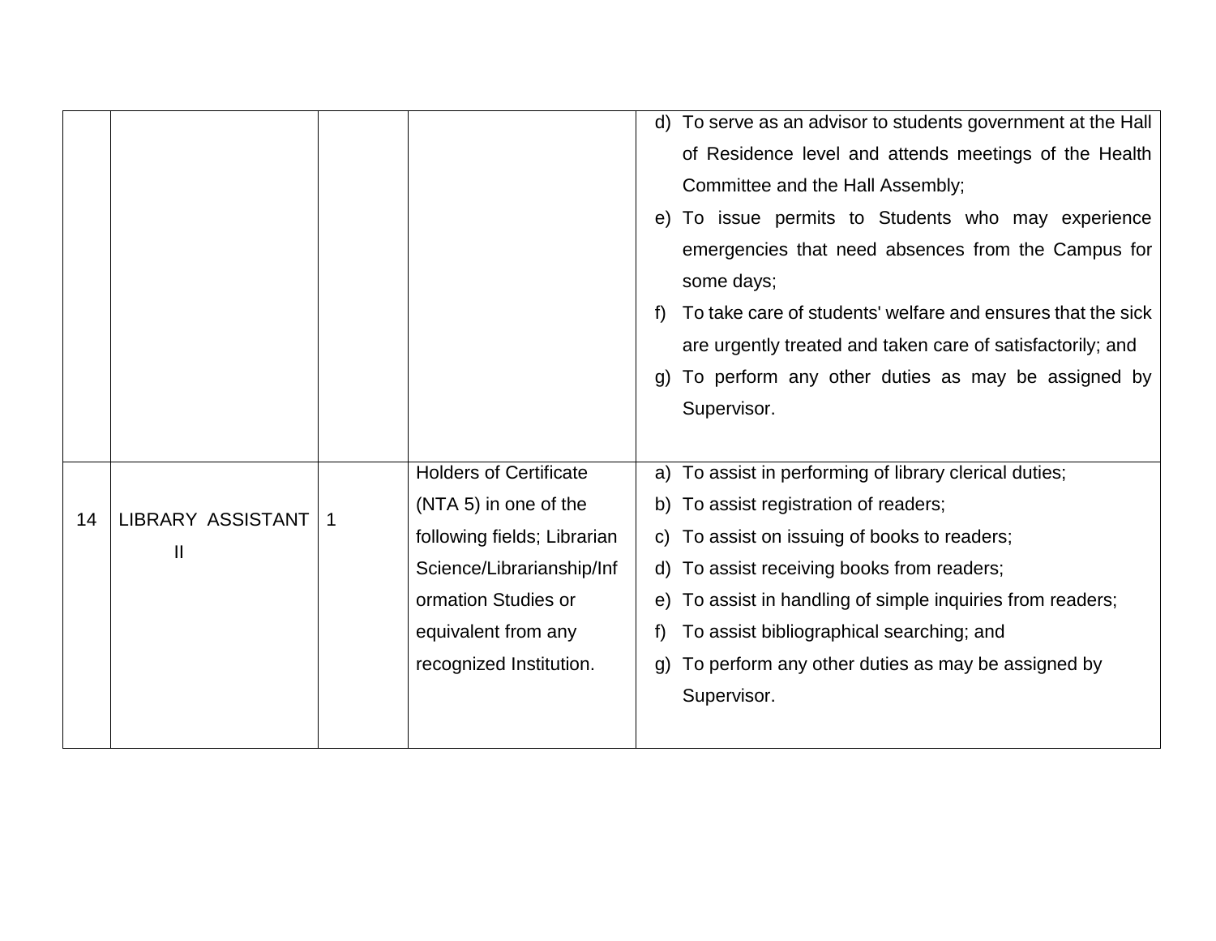| | | | | |
|---|---|---|---|---|
| | | | | d) To serve as an advisor to students government at the Hall of Residence level and attends meetings of the Health Committee and the Hall Assembly;<br>e) To issue permits to Students who may experience emergencies that need absences from the Campus for some days;<br>f) To take care of students' welfare and ensures that the sick are urgently treated and taken care of satisfactorily; and<br>g) To perform any other duties as may be assigned by Supervisor. |
| 14 | LIBRARY ASSISTANT II | 1 | Holders of Certificate (NTA 5) in one of the following fields; Librarian Science/Librarianship/Information Studies or equivalent from any recognized Institution. | a) To assist in performing of library clerical duties;<br>b) To assist registration of readers;<br>c) To assist on issuing of books to readers;<br>d) To assist receiving books from readers;<br>e) To assist in handling of simple inquiries from readers;<br>f) To assist bibliographical searching; and<br>g) To perform any other duties as may be assigned by Supervisor. |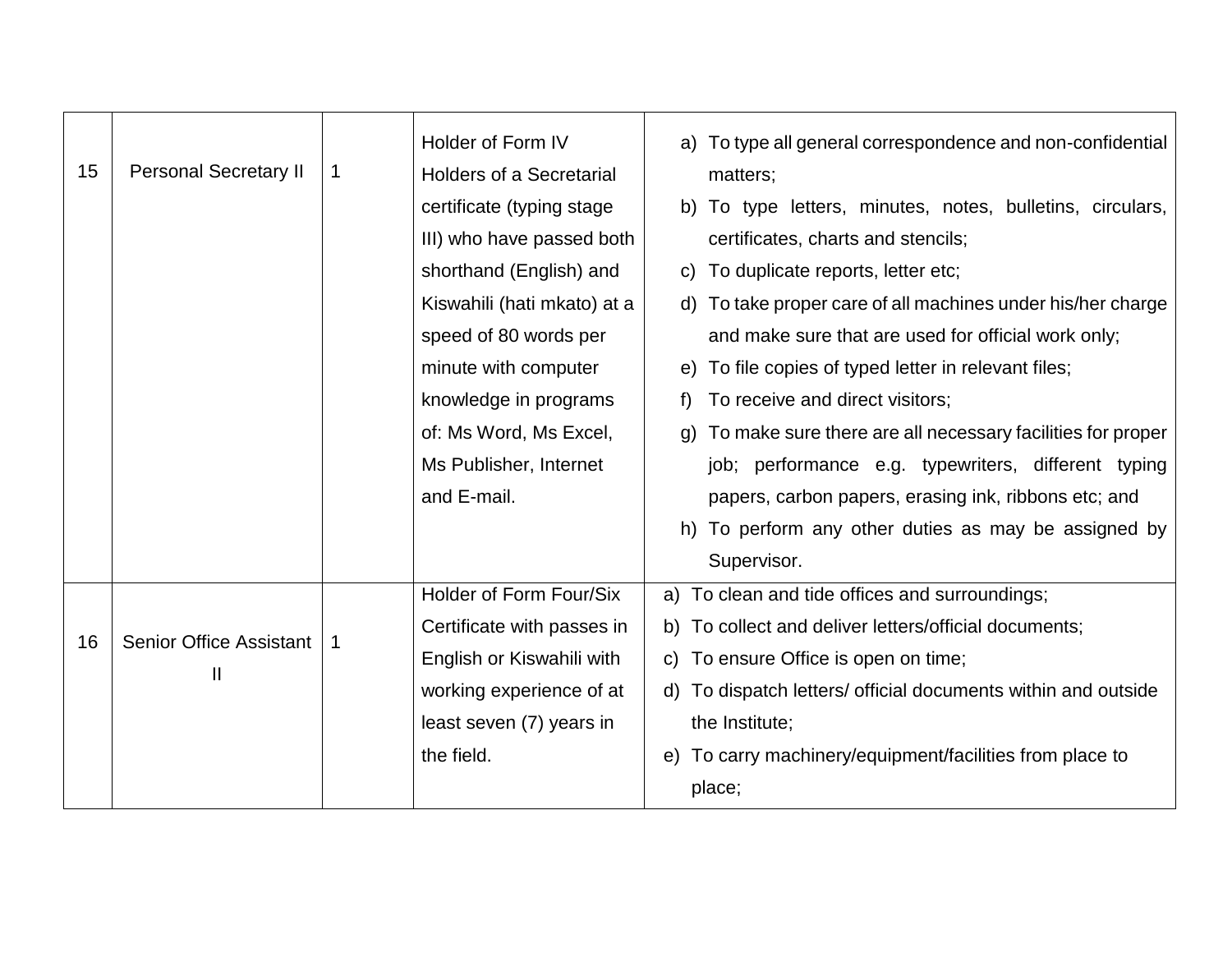| 15 | Personal Secretary II | 1 | Holder of Form IV Holders of a Secretarial certificate (typing stage III) who have passed both shorthand (English) and Kiswahili (hati mkato) at a speed of 80 words per minute with computer knowledge in programs of: Ms Word, Ms Excel, Ms Publisher, Internet and E-mail. | a) To type all general correspondence and non-confidential matters;<br>b) To type letters, minutes, notes, bulletins, circulars, certificates, charts and stencils;<br>c) To duplicate reports, letter etc;<br>d) To take proper care of all machines under his/her charge and make sure that are used for official work only;<br>e) To file copies of typed letter in relevant files;<br>f) To receive and direct visitors;<br>g) To make sure there are all necessary facilities for proper job; performance e.g. typewriters, different typing papers, carbon papers, erasing ink, ribbons etc; and<br>h) To perform any other duties as may be assigned by Supervisor. |
|---|---|---|---|---|
| 16 | Senior Office Assistant II | 1 | Holder of Form Four/Six Certificate with passes in English or Kiswahili with working experience of at least seven (7) years in the field. | a) To clean and tide offices and surroundings;<br>b) To collect and deliver letters/official documents;<br>c) To ensure Office is open on time;<br>d) To dispatch letters/ official documents within and outside the Institute;<br>e) To carry machinery/equipment/facilities from place to place; |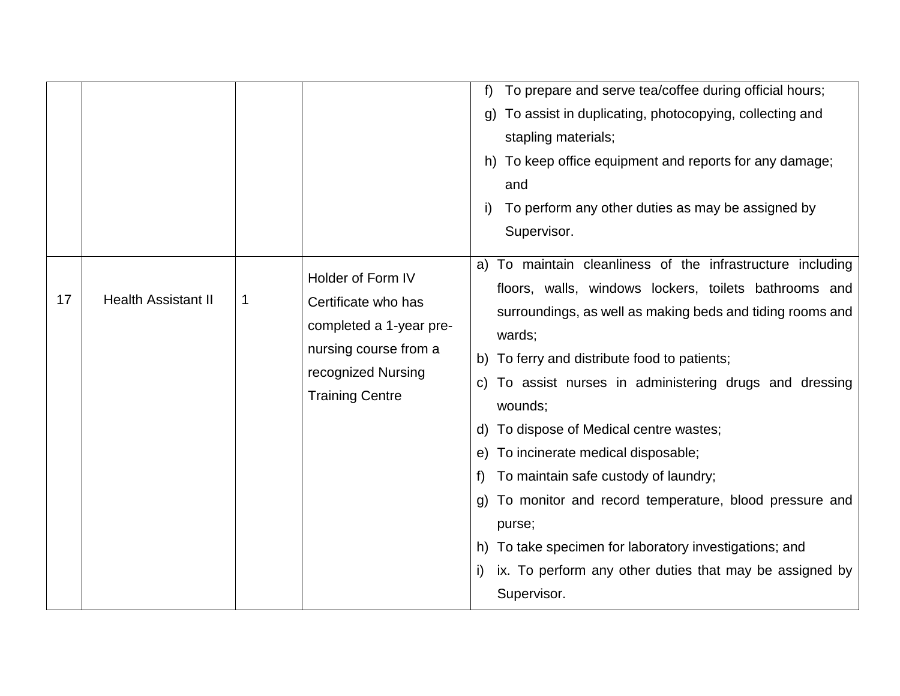| | | | | |
|---|---|---|---|---|
| | | | | f) To prepare and serve tea/coffee during official hours;<br>g) To assist in duplicating, photocopying, collecting and stapling materials;<br>h) To keep office equipment and reports for any damage; and<br>i) To perform any other duties as may be assigned by Supervisor. |
| 17 | Health Assistant II | 1 | Holder of Form IV Certificate who has completed a 1-year pre-nursing course from a recognized Nursing Training Centre | a) To maintain cleanliness of the infrastructure including floors, walls, windows lockers, toilets bathrooms and surroundings, as well as making beds and tiding rooms and wards;<br>b) To ferry and distribute food to patients;<br>c) To assist nurses in administering drugs and dressing wounds;<br>d) To dispose of Medical centre wastes;<br>e) To incinerate medical disposable;<br>f) To maintain safe custody of laundry;<br>g) To monitor and record temperature, blood pressure and purse;<br>h) To take specimen for laboratory investigations; and<br>i) ix. To perform any other duties that may be assigned by Supervisor. |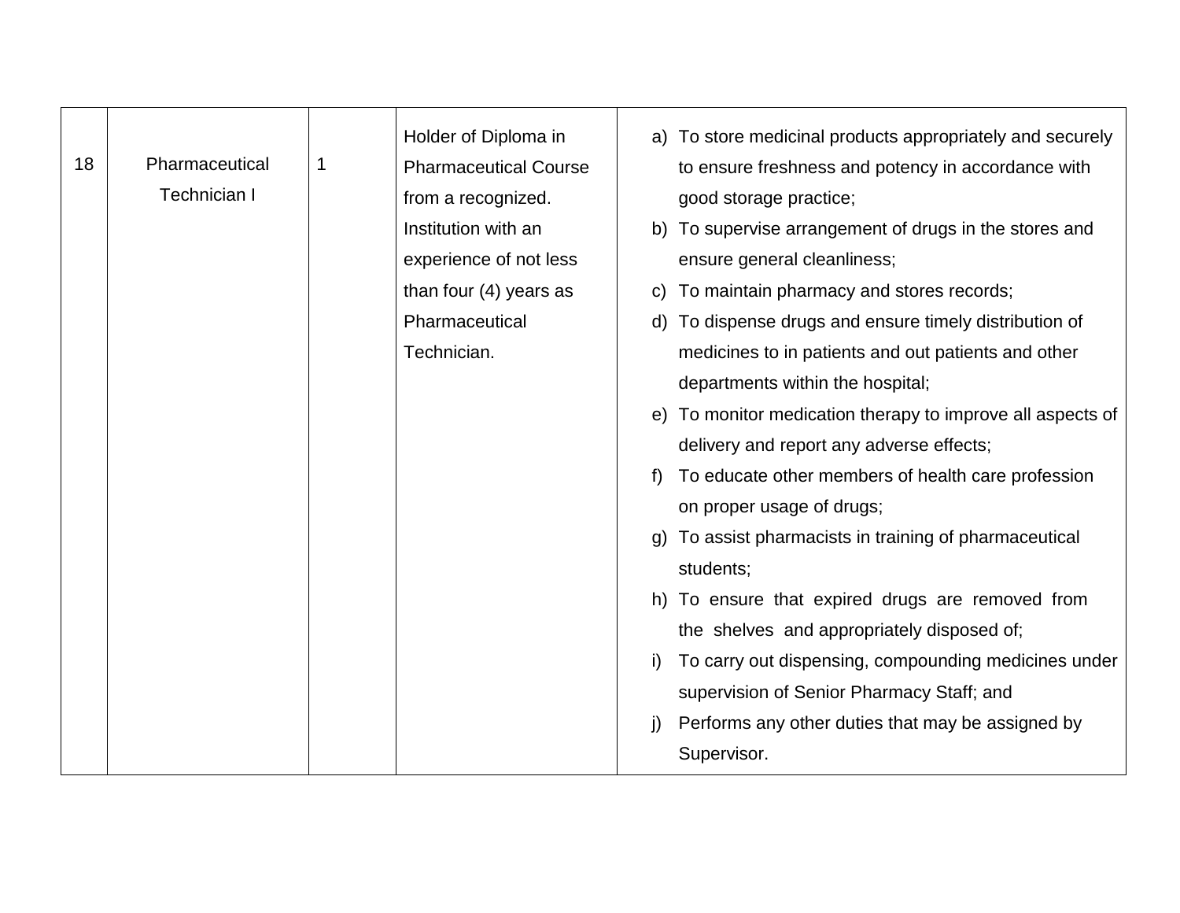| | | | | |
|---|---|---|---|---|
| 18 | Pharmaceutical Technician I | 1 | Holder of Diploma in Pharmaceutical Course from a recognized. Institution with an experience of not less than four (4) years as Pharmaceutical Technician. | a) To store medicinal products appropriately and securely to ensure freshness and potency in accordance with good storage practice;<br>b) To supervise arrangement of drugs in the stores and ensure general cleanliness;<br>c) To maintain pharmacy and stores records;<br>d) To dispense drugs and ensure timely distribution of medicines to in patients and out patients and other departments within the hospital;<br>e) To monitor medication therapy to improve all aspects of delivery and report any adverse effects;<br>f) To educate other members of health care profession on proper usage of drugs;<br>g) To assist pharmacists in training of pharmaceutical students;<br>h) To ensure that expired drugs are removed from the shelves and appropriately disposed of;<br>i) To carry out dispensing, compounding medicines under supervision of Senior Pharmacy Staff; and<br>j) Performs any other duties that may be assigned by Supervisor. |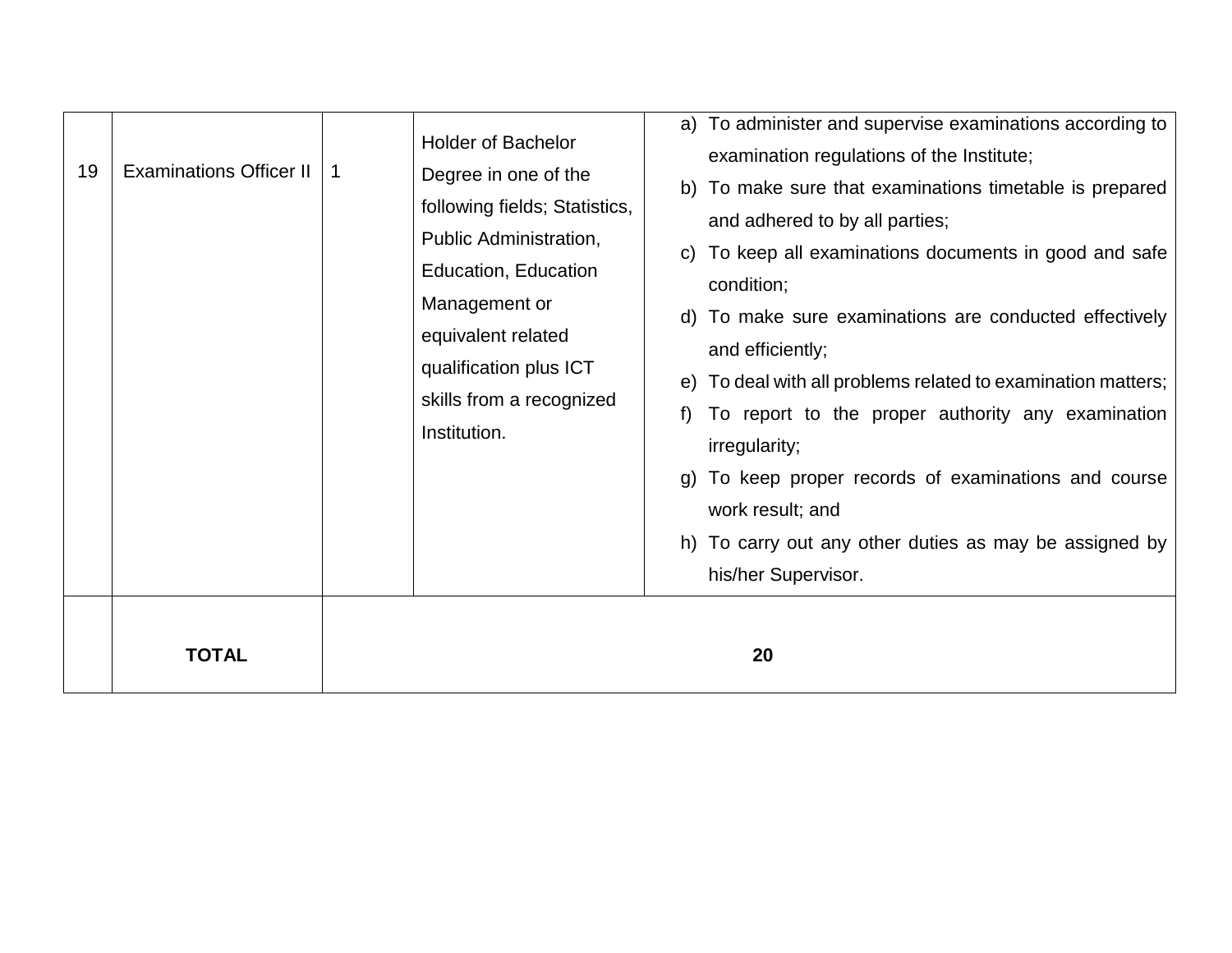| | | | | |
|---|---|---|---|---|
| 19 | Examinations Officer II | 1 | Holder of Bachelor Degree in one of the following fields; Statistics, Public Administration, Education, Education Management or equivalent related qualification plus ICT skills from a recognized Institution. | a) To administer and supervise examinations according to examination regulations of the Institute;<br>b) To make sure that examinations timetable is prepared and adhered to by all parties;<br>c) To keep all examinations documents in good and safe condition;<br>d) To make sure examinations are conducted effectively and efficiently;<br>e) To deal with all problems related to examination matters;<br>f) To report to the proper authority any examination irregularity;<br>g) To keep proper records of examinations and course work result; and<br>h) To carry out any other duties as may be assigned by his/her Supervisor. |
| | **TOTAL** | **20** | | |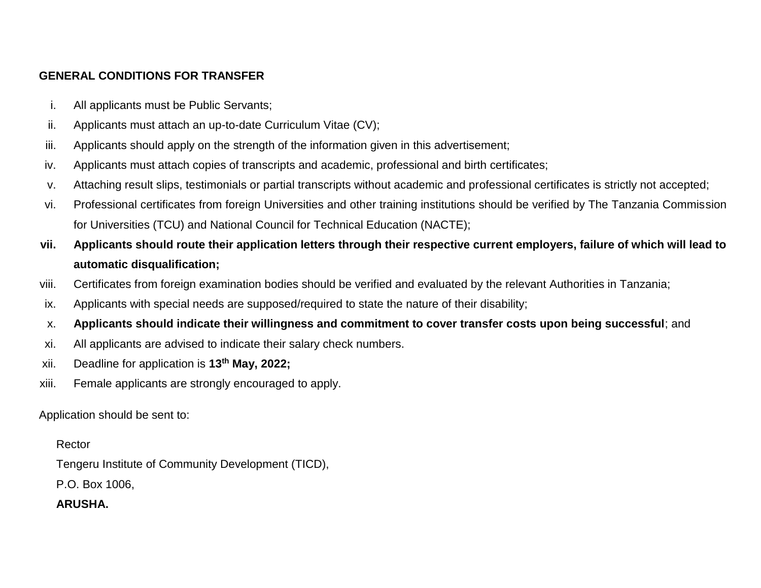**GENERAL CONDITIONS FOR TRANSFER**

i. All applicants must be Public Servants;
ii. Applicants must attach an up-to-date Curriculum Vitae (CV);
iii. Applicants should apply on the strength of the information given in this advertisement;
iv. Applicants must attach copies of transcripts and academic, professional and birth certificates;
v. Attaching result slips, testimonials or partial transcripts without academic and professional certificates is strictly not accepted;
vi. Professional certificates from foreign Universities and other training institutions should be verified by The Tanzania Commission for Universities (TCU) and National Council for Technical Education (NACTE);
**vii. Applicants should route their application letters through their respective current employers, failure of which will lead to automatic disqualification;**
viii. Certificates from foreign examination bodies should be verified and evaluated by the relevant Authorities in Tanzania;
ix. Applicants with special needs are supposed/required to state the nature of their disability;
x. **Applicants should indicate their willingness and commitment to cover transfer costs upon being successful**; and
xi. All applicants are advised to indicate their salary check numbers.
xii. Deadline for application is **13th May, 2022;**
xiii. Female applicants are strongly encouraged to apply.

Application should be sent to:

Rector
Tengeru Institute of Community Development (TICD),
P.O. Box 1006,
**ARUSHA.**